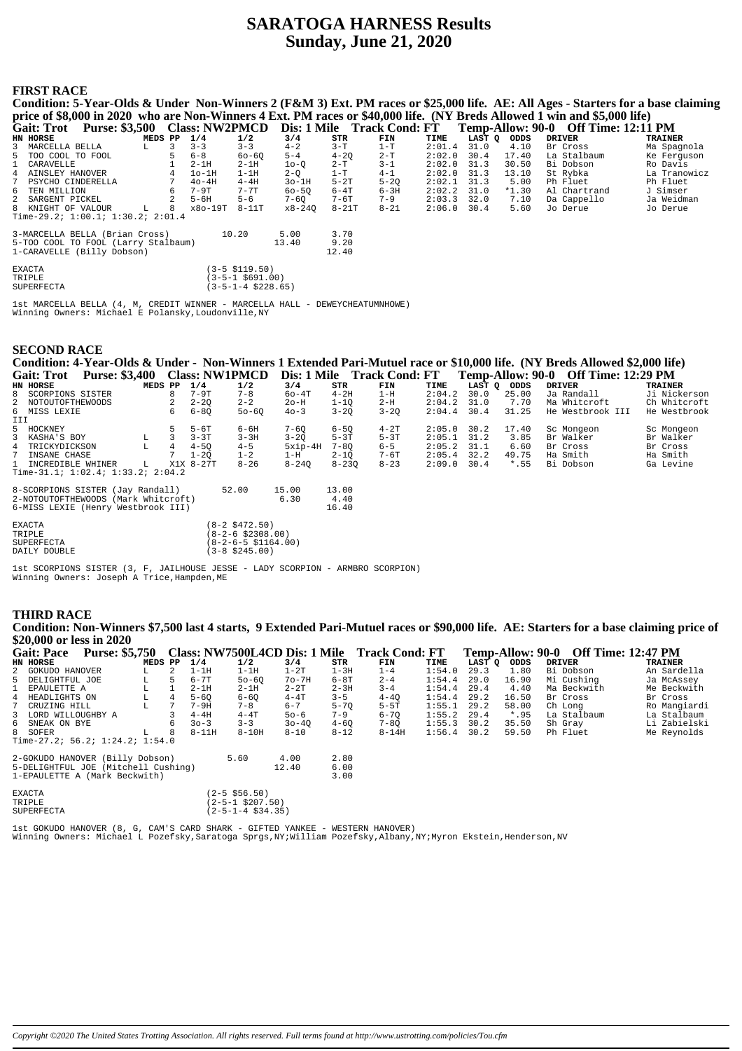# SARATOGA HARNESS Results
## Sunday, June 21, 2020

### FIRST RACE

**Condition: 5-Year-Olds & Under Non-Winners 2 (F&M 3) Ext. PM races or $25,000 life. AE: All Ages - Starters for a base claiming price of $8,000 in 2020 who are Non-Winners 4 Ext. PM races or $40,000 life. (NY Breds Allowed 1 win and $5,000 life)**

**Gait: Trot Purse: $3,500 Class: NW2PMCD Dis: 1 Mile Track Cond: FT Temp-Allow: 90-0 Off Time: 12:11 PM**

| HN | HORSE | MEDS | PP | 1/4 | 1/2 | 3/4 | STR | FIN | TIME | LAST Q | ODDS | DRIVER | TRAINER |
|---|---|---|---|---|---|---|---|---|---|---|---|---|---|
| 3 | MARCELLA BELLA | L | 3 | 3-3 | 3-3 | 4-2 | 3-T | 1-T | 2:01.4 | 31.0 | 4.10 | Br Cross | Ma Spagnola |
| 5 | TOO COOL TO FOOL | | 5 | 6-8 | 6o-6Q | 5-4 | 4-2Q | 2-T | 2:02.0 | 30.4 | 17.40 | La Stalbaum | Ke Ferguson |
| 1 | CARAVELLE | | 1 | 2-1H | 2-1H | 1o-Q | 2-T | 3-1 | 2:02.0 | 31.3 | 30.50 | Bi Dobson | Ro Davis |
| 4 | AINSLEY HANOVER | | 4 | 1o-1H | 1-1H | 2-Q | 1-T | 4-1 | 2:02.0 | 31.3 | 13.10 | St Rybka | La Tranowicz |
| 7 | PSYCHO CINDERELLA | | 7 | 4o-4H | 4-4H | 3o-1H | 5-2T | 5-2Q | 2:02.1 | 31.3 | 5.00 | Ph Fluet | Ph Fluet |
| 6 | TEN MILLION | | 6 | 7-9T | 7-7T | 6o-5Q | 6-4T | 6-3H | 2:02.2 | 31.0 | *1.30 | Al Chartrand | J Simser |
| 2 | SARGENT PICKEL | | 2 | 5-6H | 5-6 | 7-6Q | 7-6T | 7-9 | 2:03.3 | 32.0 | 7.10 | Da Cappello | Ja Weidman |
| 8 | KNIGHT OF VALOUR | L | 8 | x8o-19T | 8-11T | x8-24Q | 8-21T | 8-21 | 2:06.0 | 30.4 | 5.60 | Jo Derue | Jo Derue |

Time-29.2; 1:00.1; 1:30.2; 2:01.4

| | | | |
|---|---|---|---|
| 3-MARCELLA BELLA (Brian Cross) | 10.20 | 5.00 | 3.70 |
| 5-TOO COOL TO FOOL (Larry Stalbaum) | | 13.40 | 9.20 |
| 1-CARAVELLE (Billy Dobson) | | | 12.40 |

| | |
|---|---|
| EXACTA | (3-5 $119.50) |
| TRIPLE | (3-5-1 $691.00) |
| SUPERFECTA | (3-5-1-4 $228.65) |

1st MARCELLA BELLA (4, M, CREDIT WINNER - MARCELLA HALL - DEWEYCHEATUMNHOWE)
Winning Owners: Michael E Polansky,Loudonville,NY

### SECOND RACE

**Condition: 4-Year-Olds & Under - Non-Winners 1 Extended Pari-Mutuel race or $10,000 life. (NY Breds Allowed $2,000 life)**

**Gait: Trot Purse: $3,400 Class: NW1PMCD Dis: 1 Mile Track Cond: FT Temp-Allow: 90-0 Off Time: 12:29 PM**

| HN | HORSE | MEDS | PP | 1/4 | 1/2 | 3/4 | STR | FIN | TIME | LAST Q | ODDS | DRIVER | TRAINER |
|---|---|---|---|---|---|---|---|---|---|---|---|---|---|
| 8 | SCORPIONS SISTER | | 8 | 7-9T | 7-8 | 6o-4T | 4-2H | 1-H | 2:04.2 | 30.0 | 25.00 | Ja Randall | Ji Nickerson |
| 2 | NOTOUTOFTHEWOODS | | 2 | 2-2Q | 2-2 | 2o-H | 1-1Q | 2-H | 2:04.2 | 31.0 | 7.70 | Ma Whitcroft | Ch Whitcroft |
| 6 | MISS LEXIE III | | 6 | 6-8Q | 5o-6Q | 4o-3 | 3-2Q | 3-2Q | 2:04.4 | 30.4 | 31.25 | He Westbrook III | He Westbrook |
| 5 | HOCKNEY | | 5 | 5-6T | 6-6H | 7-6Q | 6-5Q | 4-2T | 2:05.0 | 30.2 | 17.40 | Sc Mongeon | Sc Mongeon |
| 3 | KASHA'S BOY | L | 3 | 3-3T | 3-3H | 3-2Q | 5-3T | 5-3T | 2:05.1 | 31.2 | 3.85 | Br Walker | Br Walker |
| 4 | TRICKYDICKSON | L | 4 | 4-5Q | 4-5 | 5xip-4H | 7-8Q | 6-5 | 2:05.2 | 31.1 | 6.60 | Br Cross | Br Cross |
| 7 | INSANE CHASE | | 7 | 1-2Q | 1-2 | 1-H | 2-1Q | 7-6T | 2:05.4 | 32.2 | 49.75 | Ha Smith | Ha Smith |
| 1 | INCREDIBLE WHINER | L | X1X | 8-27T | 8-26 | 8-24Q | 8-23Q | 8-23 | 2:09.0 | 30.4 | *.55 | Bi Dobson | Ga Levine |

Time-31.1; 1:02.4; 1:33.2; 2:04.2

| | | | |
|---|---|---|---|
| 8-SCORPIONS SISTER (Jay Randall) | 52.00 | 15.00 | 13.00 |
| 2-NOTOUTOFTHEWOODS (Mark Whitcroft) | | 6.30 | 4.40 |
| 6-MISS LEXIE (Henry Westbrook III) | | | 16.40 |

| | |
|---|---|
| EXACTA | (8-2 $472.50) |
| TRIPLE | (8-2-6 $2308.00) |
| SUPERFECTA | (8-2-6-5 $1164.00) |
| DAILY DOUBLE | (3-8 $245.00) |

1st SCORPIONS SISTER (3, F, JAILHOUSE JESSE - LADY SCORPION - ARMBRO SCORPION)
Winning Owners: Joseph A Trice,Hampden,ME

### THIRD RACE

**Condition: Non-Winners $7,500 last 4 starts, 9 Extended Pari-Mutuel races or $90,000 life. AE: Starters for a base claiming price of $20,000 or less in 2020**

**Gait: Pace Purse: $5,750 Class: NW7500L4CD Dis: 1 Mile Track Cond: FT Temp-Allow: 90-0 Off Time: 12:47 PM**

| HN | HORSE | MEDS | PP | 1/4 | 1/2 | 3/4 | STR | FIN | TIME | LAST Q | ODDS | DRIVER | TRAINER |
|---|---|---|---|---|---|---|---|---|---|---|---|---|---|
| 2 | GOKUDO HANOVER | L | 2 | 1-1H | 1-1H | 1-2T | 1-3H | 1-4 | 1:54.0 | 29.3 | 1.80 | Bi Dobson | An Sardella |
| 5 | DELIGHTFUL JOE | L | 5 | 6-7T | 5o-6Q | 7o-7H | 6-8T | 2-4 | 1:54.4 | 29.0 | 16.90 | Mi Cushing | Ja McAssey |
| 1 | EPAULETTE A | L | 1 | 2-1H | 2-1H | 2-2T | 2-3H | 3-4 | 1:54.4 | 29.4 | 4.40 | Ma Beckwith | Me Beckwith |
| 4 | HEADLIGHTS ON | L | 4 | 5-6Q | 6-6Q | 4-4T | 3-5 | 4-4Q | 1:54.4 | 29.2 | 16.50 | Br Cross | Br Cross |
| 7 | CRUZING HILL | L | 7 | 7-9H | 7-8 | 6-7 | 5-7Q | 5-5T | 1:55.1 | 29.2 | 58.00 | Ch Long | Ro Mangiardi |
| 3 | LORD WILLOUGHBY A | | 3 | 4-4H | 4-4T | 5o-6 | 7-9 | 6-7Q | 1:55.2 | 29.4 | *.95 | La Stalbaum | La Stalbaum |
| 6 | SNEAK ON BYE | | 6 | 3o-3 | 3-3 | 3o-4Q | 4-6Q | 7-8Q | 1:55.3 | 30.2 | 35.50 | Sh Gray | Li Zabielski |
| 8 | SOFER | L | 8 | 8-11H | 8-10H | 8-10 | 8-12 | 8-14H | 1:56.4 | 30.2 | 59.50 | Ph Fluet | Me Reynolds |

Time-27.2; 56.2; 1:24.2; 1:54.0

| | | | |
|---|---|---|---|
| 2-GOKUDO HANOVER (Billy Dobson) | 5.60 | 4.00 | 2.80 |
| 5-DELIGHTFUL JOE (Mitchell Cushing) | | 12.40 | 6.00 |
| 1-EPAULETTE A (Mark Beckwith) | | | 3.00 |

| | |
|---|---|
| EXACTA | (2-5 $56.50) |
| TRIPLE | (2-5-1 $207.50) |
| SUPERFECTA | (2-5-1-4 $34.35) |

1st GOKUDO HANOVER (8, G, CAM'S CARD SHARK - GIFTED YANKEE - WESTERN HANOVER)
Winning Owners: Michael L Pozefsky,Saratoga Sprgs,NY;William Pozefsky,Albany,NY;Myron Ekstein,Henderson,NV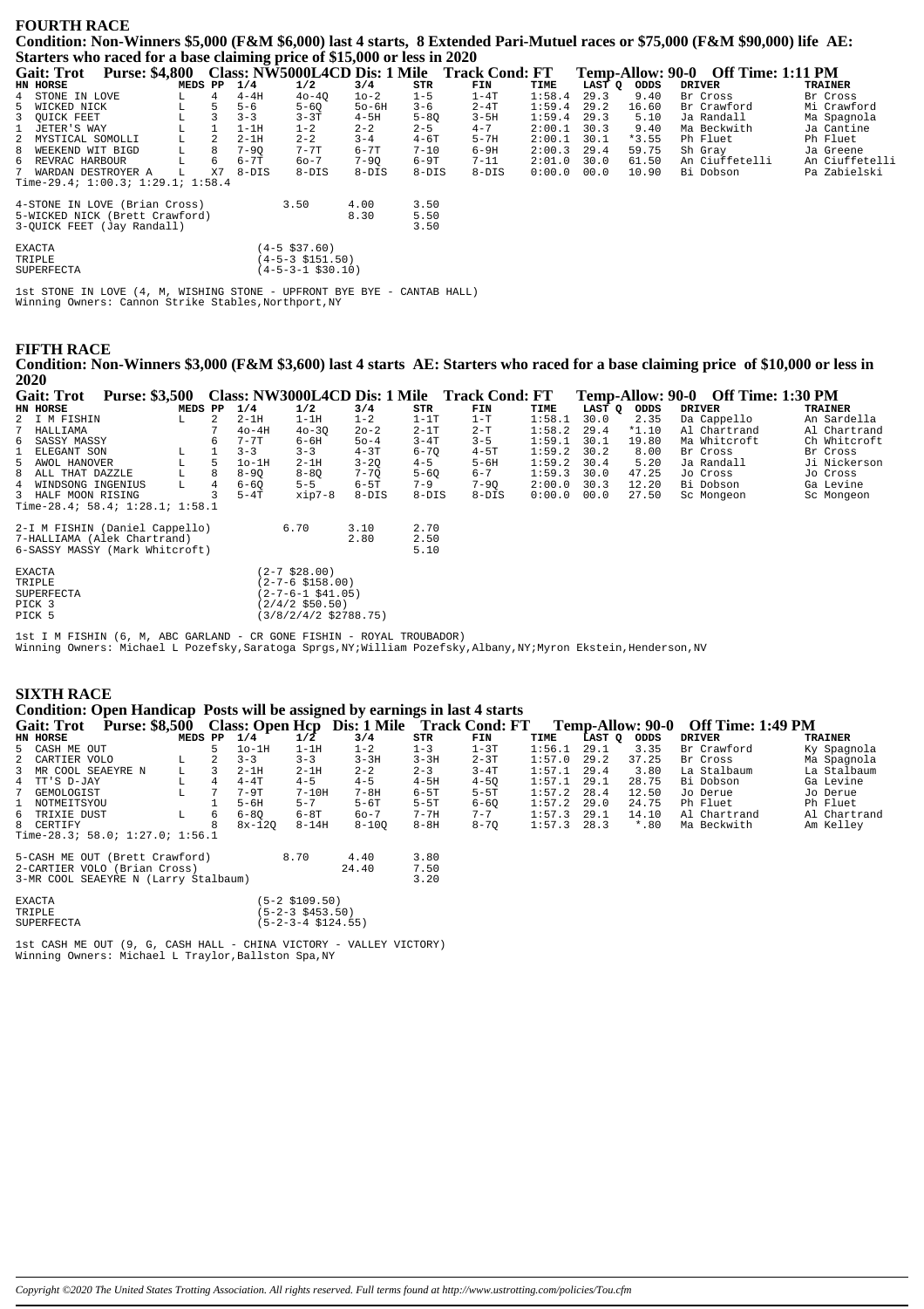## FOURTH RACE

**Condition: Non-Winners \$5,000 (F&M \$6,000) last 4 starts, 8 Extended Pari-Mutuel races or \$75,000 (F&M \$90,000) life AE: Starters who raced for a base claiming price of \$15,000 or less in 2020**

**Gait: Trot Purse: \$4,800 Class: NW5000L4CD Dis: 1 Mile Track Cond: FT Temp-Allow: 90-0 Off Time: 1:11 PM**

| HN | HORSE | MEDS | PP | 1/4 | 1/2 | 3/4 | STR | FIN | TIME | LAST Q | ODDS | DRIVER | TRAINER |
|---|---|---|---|---|---|---|---|---|---|---|---|---|---|
| 4 | STONE IN LOVE | L | 4 | 4-4H | 4o-4Q | 1o-2 | 1-5 | 1-4T | 1:58.4 | 29.3 | 9.40 | Br Cross | Br Cross |
| 5 | WICKED NICK | L | 5 | 5-6 | 5-6Q | 5o-6H | 3-6 | 2-4T | 1:59.4 | 29.2 | 16.60 | Br Crawford | Mi Crawford |
| 3 | QUICK FEET | L | 3 | 3-3 | 3-3T | 4-5H | 5-8Q | 3-5H | 1:59.4 | 29.3 | 5.10 | Ja Randall | Ma Spagnola |
| 1 | JETER'S WAY | L | 1 | 1-1H | 1-2 | 2-2 | 2-5 | 4-7 | 2:00.1 | 30.3 | 9.40 | Ma Beckwith | Ja Cantine |
| 2 | MYSTICAL SOMOLLI | L | 2 | 2-1H | 2-2 | 3-4 | 4-6T | 5-7H | 2:00.1 | 30.1 | *3.55 | Ph Fluet | Ph Fluet |
| 8 | WEEKEND WIT BIGD | L | 8 | 7-9Q | 7-7T | 6-7T | 7-10 | 6-9H | 2:00.3 | 29.4 | 59.75 | Sh Gray | Ja Greene |
| 6 | REVRAC HARBOUR | L | 6 | 6-7T | 6o-7 | 7-9Q | 6-9T | 7-11 | 2:01.0 | 30.0 | 61.50 | An Ciuffetelli | An Ciuffetelli |
| 7 | WARDAN DESTROYER A | L | X7 | 8-DIS | 8-DIS | 8-DIS | 8-DIS | 8-DIS | 0:00.0 | 00.0 | 10.90 | Bi Dobson | Pa Zabielski |

Time-29.4; 1:00.3; 1:29.1; 1:58.4

| | Win | Place | Show |
|---|---|---|---|
| 4-STONE IN LOVE (Brian Cross) | 3.50 | 4.00 | 3.50 |
| 5-WICKED NICK (Brett Crawford) | | 8.30 | 5.50 |
| 3-QUICK FEET (Jay Randall) | | | 3.50 |

| | |
|---|---|
| EXACTA | (4-5 \$37.60) |
| TRIPLE | (4-5-3 \$151.50) |
| SUPERFECTA | (4-5-3-1 \$30.10) |

1st STONE IN LOVE (4, M, WISHING STONE - UPFRONT BYE BYE - CANTAB HALL)
Winning Owners: Cannon Strike Stables,Northport,NY

## FIFTH RACE

**Condition: Non-Winners \$3,000 (F&M \$3,600) last 4 starts AE: Starters who raced for a base claiming price of \$10,000 or less in 2020**

**Gait: Trot Purse: \$3,500 Class: NW3000L4CD Dis: 1 Mile Track Cond: FT Temp-Allow: 90-0 Off Time: 1:30 PM**

| HN | HORSE | MEDS | PP | 1/4 | 1/2 | 3/4 | STR | FIN | TIME | LAST Q | ODDS | DRIVER | TRAINER |
|---|---|---|---|---|---|---|---|---|---|---|---|---|---|
| 2 | I M FISHIN | L | 2 | 2-1H | 1-1H | 1-2 | 1-1T | 1-T | 1:58.1 | 30.0 | 2.35 | Da Cappello | An Sardella |
| 7 | HALLIAMA | | 7 | 4o-4H | 4o-3Q | 2o-2 | 2-1T | 2-T | 1:58.2 | 29.4 | *1.10 | Al Chartrand | Al Chartrand |
| 6 | SASSY MASSY | | 6 | 7-7T | 6-6H | 5o-4 | 3-4T | 3-5 | 1:59.1 | 30.1 | 19.80 | Ma Whitcroft | Ch Whitcroft |
| 1 | ELEGANT SON | L | 1 | 3-3 | 3-3 | 4-3T | 6-7Q | 4-5T | 1:59.2 | 30.2 | 8.00 | Br Cross | Br Cross |
| 5 | AWOL HANOVER | L | 5 | 1o-1H | 2-1H | 3-2Q | 4-5 | 5-6H | 1:59.2 | 30.4 | 5.20 | Ja Randall | Ji Nickerson |
| 8 | ALL THAT DAZZLE | L | 8 | 8-9Q | 8-8Q | 7-7Q | 5-6Q | 6-7 | 1:59.3 | 30.0 | 47.25 | Jo Cross | Jo Cross |
| 4 | WINDSONG INGENIUS | L | 4 | 6-6Q | 5-5 | 6-5T | 7-9 | 7-9Q | 2:00.0 | 30.3 | 12.20 | Bi Dobson | Ga Levine |
| 3 | HALF MOON RISING | | 3 | 5-4T | xip7-8 | 8-DIS | 8-DIS | 8-DIS | 0:00.0 | 00.0 | 27.50 | Sc Mongeon | Sc Mongeon |

Time-28.4; 58.4; 1:28.1; 1:58.1

| | Win | Place | Show |
|---|---|---|---|
| 2-I M FISHIN (Daniel Cappello) | 6.70 | 3.10 | 2.70 |
| 7-HALLIAMA (Alek Chartrand) | | 2.80 | 2.50 |
| 6-SASSY MASSY (Mark Whitcroft) | | | 5.10 |

| | |
|---|---|
| EXACTA | (2-7 \$28.00) |
| TRIPLE | (2-7-6 \$158.00) |
| SUPERFECTA | (2-7-6-1 \$41.05) |
| PICK 3 | (2/4/2 \$50.50) |
| PICK 5 | (3/8/2/4/2 \$2788.75) |

1st I M FISHIN (6, M, ABC GARLAND - CR GONE FISHIN - ROYAL TROUBADOR)
Winning Owners: Michael L Pozefsky,Saratoga Sprgs,NY;William Pozefsky,Albany,NY;Myron Ekstein,Henderson,NV

## SIXTH RACE

**Condition: Open Handicap Posts will be assigned by earnings in last 4 starts**

**Gait: Trot Purse: \$8,500 Class: Open Hcp Dis: 1 Mile Track Cond: FT Temp-Allow: 90-0 Off Time: 1:49 PM**

| HN | HORSE | MEDS | PP | 1/4 | 1/2 | 3/4 | STR | FIN | TIME | LAST Q | ODDS | DRIVER | TRAINER |
|---|---|---|---|---|---|---|---|---|---|---|---|---|---|
| 5 | CASH ME OUT | | 5 | 1o-1H | 1-1H | 1-2 | 1-3 | 1-3T | 1:56.1 | 29.1 | 3.35 | Br Crawford | Ky Spagnola |
| 2 | CARTIER VOLO | L | 2 | 3-3 | 3-3 | 3-3H | 3-3H | 2-3T | 1:57.0 | 29.2 | 37.25 | Br Cross | Ma Spagnola |
| 3 | MR COOL SEAEYRE N | L | 3 | 2-1H | 2-1H | 2-2 | 2-3 | 3-4T | 1:57.1 | 29.4 | 3.80 | La Stalbaum | La Stalbaum |
| 4 | TT'S D-JAY | L | 4 | 4-4T | 4-5 | 4-5 | 4-5H | 4-5Q | 1:57.1 | 29.1 | 28.75 | Bi Dobson | Ga Levine |
| 7 | GEMOLOGIST | L | 7 | 7-9T | 7-10H | 7-8H | 6-5T | 5-5T | 1:57.2 | 28.4 | 12.50 | Jo Derue | Jo Derue |
| 1 | NOTMEITSYOU | | 1 | 5-6H | 5-7 | 5-6T | 5-5T | 6-6Q | 1:57.2 | 29.0 | 24.75 | Ph Fluet | Ph Fluet |
| 6 | TRIXIE DUST | L | 6 | 6-8Q | 6-8T | 6o-7 | 7-7H | 7-7 | 1:57.3 | 29.1 | 14.10 | Al Chartrand | Al Chartrand |
| 8 | CERTIFY | | 8 | 8x-12Q | 8-14H | 8-10Q | 8-8H | 8-7Q | 1:57.3 | 28.3 | *.80 | Ma Beckwith | Am Kelley |

Time-28.3; 58.0; 1:27.0; 1:56.1

| | Win | Place | Show |
|---|---|---|---|
| 5-CASH ME OUT (Brett Crawford) | 8.70 | 4.40 | 3.80 |
| 2-CARTIER VOLO (Brian Cross) | | 24.40 | 7.50 |
| 3-MR COOL SEAEYRE N (Larry Stalbaum) | | | 3.20 |

| | |
|---|---|
| EXACTA | (5-2 \$109.50) |
| TRIPLE | (5-2-3 \$453.50) |
| SUPERFECTA | (5-2-3-4 \$124.55) |

1st CASH ME OUT (9, G, CASH HALL - CHINA VICTORY - VALLEY VICTORY)
Winning Owners: Michael L Traylor,Ballston Spa,NY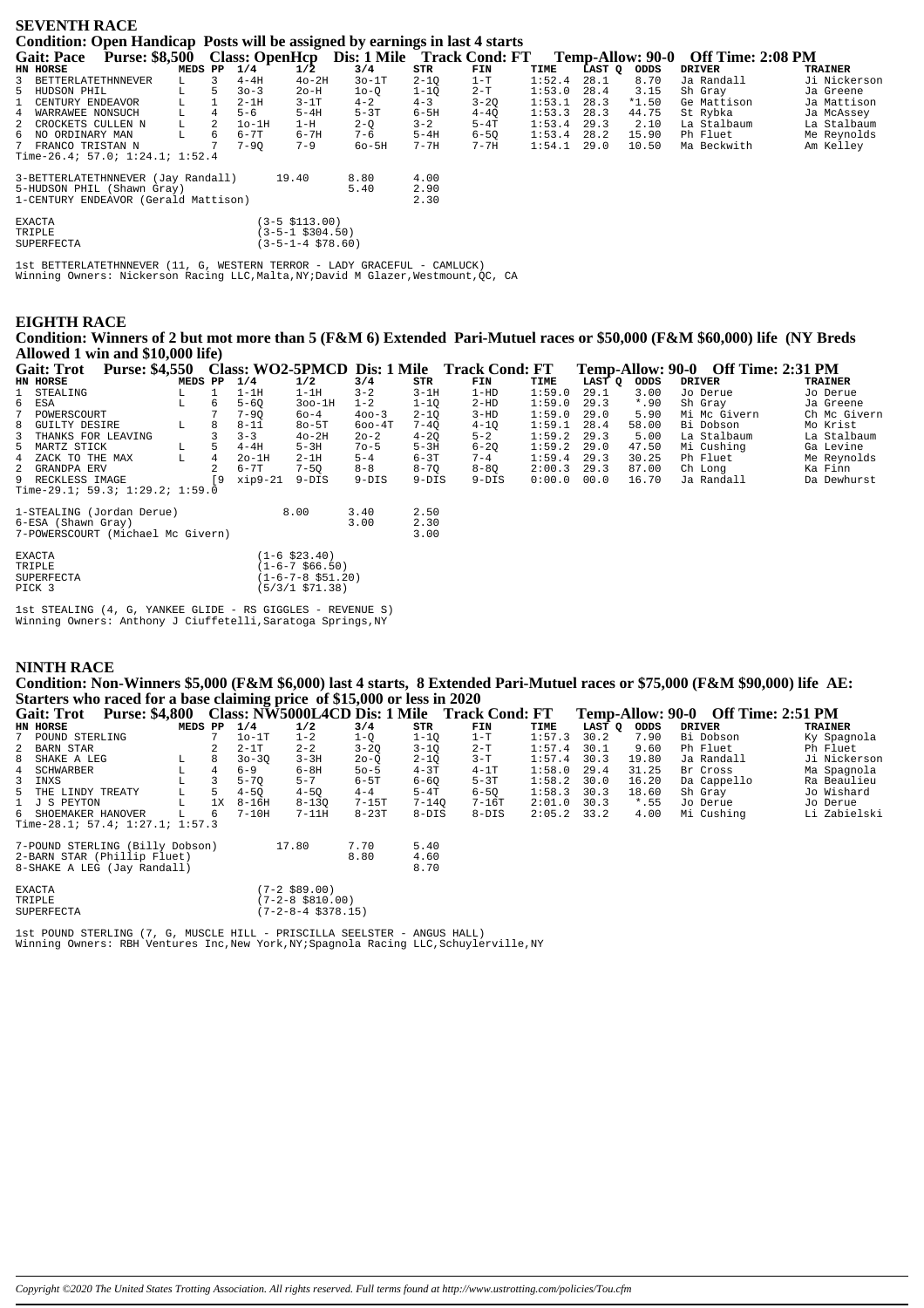## SEVENTH RACE

**Condition: Open Handicap Posts will be assigned by earnings in last 4 starts**

**Gait: Pace Purse: $8,500 Class: OpenHcp Dis: 1 Mile Track Cond: FT Temp-Allow: 90-0 Off Time: 2:08 PM**

| HN | HORSE | MEDS | PP | 1/4 | 1/2 | 3/4 | STR | FIN | TIME | LAST Q | ODDS | DRIVER | TRAINER |
|---|---|---|---|---|---|---|---|---|---|---|---|---|---|
| 3 | BETTERLATETHNNEVER | L | 3 | 4-4H | 4o-2H | 3o-1T | 2-1Q | 1-T | 1:52.4 | 28.1 | 8.70 | Ja Randall | Ji Nickerson |
| 5 | HUDSON PHIL | L | 5 | 3o-3 | 2o-H | 1o-Q | 1-1Q | 2-T | 1:53.0 | 28.4 | 3.15 | Sh Gray | Ja Greene |
| 1 | CENTURY ENDEAVOR | L | 1 | 2-1H | 3-1T | 4-2 | 4-3 | 3-2Q | 1:53.1 | 28.3 | *1.50 | Ge Mattison | Ja Mattison |
| 4 | WARRAWEE NONSUCH | L | 4 | 5-6 | 5-4H | 5-3T | 6-5H | 4-4Q | 1:53.3 | 28.3 | 44.75 | St Rybka | Ja McAssey |
| 2 | CROCKETS CULLEN N | L | 2 | 1o-1H | 1-H | 2-Q | 3-2 | 5-4T | 1:53.4 | 29.3 | 2.10 | La Stalbaum | La Stalbaum |
| 6 | NO ORDINARY MAN | L | 6 | 6-7T | 6-7H | 7-6 | 5-4H | 6-5Q | 1:53.4 | 28.2 | 15.90 | Ph Fluet | Me Reynolds |
| 7 | FRANCO TRISTAN N | | 7 | 7-9Q | 7-9 | 6o-5H | 7-7H | 7-7H | 1:54.1 | 29.0 | 10.50 | Ma Beckwith | Am Kelley |

Time-26.4; 57.0; 1:24.1; 1:52.4

| | | | |
|---|---|---|---|
| 3-BETTERLATETHNNEVER (Jay Randall) | 19.40 | 8.80 | 4.00 |
| 5-HUDSON PHIL (Shawn Gray) | | 5.40 | 2.90 |
| 1-CENTURY ENDEAVOR (Gerald Mattison) | | | 2.30 |

| | |
|---|---|
| EXACTA | (3-5 $113.00) |
| TRIPLE | (3-5-1 $304.50) |
| SUPERFECTA | (3-5-1-4 $78.60) |

1st BETTERLATETHNNEVER (11, G, WESTERN TERROR - LADY GRACEFUL - CAMLUCK)
Winning Owners: Nickerson Racing LLC,Malta,NY;David M Glazer,Westmount,QC, CA

## EIGHTH RACE

**Condition: Winners of 2 but mot more than 5 (F&M 6) Extended Pari-Mutuel races or $50,000 (F&M $60,000) life (NY Breds Allowed 1 win and $10,000 life)**

**Gait: Trot Purse: $4,550 Class: WO2-5PMCD Dis: 1 Mile Track Cond: FT Temp-Allow: 90-0 Off Time: 2:31 PM**

| HN | HORSE | MEDS | PP | 1/4 | 1/2 | 3/4 | STR | FIN | TIME | LAST Q | ODDS | DRIVER | TRAINER |
|---|---|---|---|---|---|---|---|---|---|---|---|---|---|
| 1 | STEALING | L | 1 | 1-1H | 1-1H | 3-2 | 3-1H | 1-HD | 1:59.0 | 29.1 | 3.00 | Jo Derue | Jo Derue |
| 6 | ESA | L | 6 | 5-6Q | 3oo-1H | 1-2 | 1-1Q | 2-HD | 1:59.0 | 29.3 | *.90 | Sh Gray | Ja Greene |
| 7 | POWERSCOURT | | 7 | 7-9Q | 6o-4 | 4oo-3 | 2-1Q | 3-HD | 1:59.0 | 29.0 | 5.90 | Mi Mc Givern | Ch Mc Givern |
| 8 | GUILTY DESIRE | L | 8 | 8-11 | 8o-5T | 6oo-4T | 7-4Q | 4-1Q | 1:59.1 | 28.4 | 58.00 | Bi Dobson | Mo Krist |
| 3 | THANKS FOR LEAVING | | 3 | 3-3 | 4o-2H | 2o-2 | 4-2Q | 5-2 | 1:59.2 | 29.3 | 5.00 | La Stalbaum | La Stalbaum |
| 5 | MARTZ STICK | L | 5 | 4-4H | 5-3H | 7o-5 | 5-3H | 6-2Q | 1:59.2 | 29.0 | 47.50 | Mi Cushing | Ga Levine |
| 4 | ZACK TO THE MAX | L | 4 | 2o-1H | 2-1H | 5-4 | 6-3T | 7-4 | 1:59.4 | 29.3 | 30.25 | Ph Fluet | Me Reynolds |
| 2 | GRANDPA ERV | | 2 | 6-7T | 7-5Q | 8-8 | 8-7Q | 8-8Q | 2:00.3 | 29.3 | 87.00 | Ch Long | Ka Finn |
| 9 | RECKLESS IMAGE | | [9 | xip9-21 | 9-DIS | 9-DIS | 9-DIS | 9-DIS | 0:00.0 | 00.0 | 16.70 | Ja Randall | Da Dewhurst |

Time-29.1; 59.3; 1:29.2; 1:59.0

| | | | |
|---|---|---|---|
| 1-STEALING (Jordan Derue) | 8.00 | 3.40 | 2.50 |
| 6-ESA (Shawn Gray) | | 3.00 | 2.30 |
| 7-POWERSCOURT (Michael Mc Givern) | | | 3.00 |

| | |
|---|---|
| EXACTA | (1-6 $23.40) |
| TRIPLE | (1-6-7 $66.50) |
| SUPERFECTA | (1-6-7-8 $51.20) |
| PICK 3 | (5/3/1 $71.38) |

1st STEALING (4, G, YANKEE GLIDE - RS GIGGLES - REVENUE S)
Winning Owners: Anthony J Ciuffetelli,Saratoga Springs,NY

## NINTH RACE

**Condition: Non-Winners $5,000 (F&M $6,000) last 4 starts, 8 Extended Pari-Mutuel races or $75,000 (F&M $90,000) life AE: Starters who raced for a base claiming price of $15,000 or less in 2020**

**Gait: Trot Purse: $4,800 Class: NW5000L4CD Dis: 1 Mile Track Cond: FT Temp-Allow: 90-0 Off Time: 2:51 PM**

| HN | HORSE | MEDS | PP | 1/4 | 1/2 | 3/4 | STR | FIN | TIME | LAST Q | ODDS | DRIVER | TRAINER |
|---|---|---|---|---|---|---|---|---|---|---|---|---|---|
| 7 | POUND STERLING | | 7 | 1o-1T | 1-2 | 1-Q | 1-1Q | 1-T | 1:57.3 | 30.2 | 7.90 | Bi Dobson | Ky Spagnola |
| 2 | BARN STAR | | 2 | 2-1T | 2-2 | 3-2Q | 3-1Q | 2-T | 1:57.4 | 30.1 | 9.60 | Ph Fluet | Ph Fluet |
| 8 | SHAKE A LEG | L | 8 | 3o-3Q | 3-3H | 2o-Q | 2-1Q | 3-T | 1:57.4 | 30.3 | 19.80 | Ja Randall | Ji Nickerson |
| 4 | SCHWARBER | L | 4 | 6-9 | 6-8H | 5o-5 | 4-3T | 4-1T | 1:58.0 | 29.4 | 31.25 | Br Cross | Ma Spagnola |
| 3 | INXS | L | 3 | 5-7Q | 5-7 | 6-5T | 6-6Q | 5-3T | 1:58.2 | 30.0 | 16.20 | Da Cappello | Ra Beaulieu |
| 5 | THE LINDY TREATY | L | 5 | 4-5Q | 4-5Q | 4-4 | 5-4T | 6-5Q | 1:58.3 | 30.3 | 18.60 | Sh Gray | Jo Wishard |
| 1 | J S PEYTON | L | 1X | 8-16H | 8-13Q | 7-15T | 7-14Q | 7-16T | 2:01.0 | 30.3 | *.55 | Jo Derue | Jo Derue |
| 6 | SHOEMAKER HANOVER | L | 6 | 7-10H | 7-11H | 8-23T | 8-DIS | 8-DIS | 2:05.2 | 33.2 | 4.00 | Mi Cushing | Li Zabielski |

Time-28.1; 57.4; 1:27.1; 1:57.3

| | | | |
|---|---|---|---|
| 7-POUND STERLING (Billy Dobson) | 17.80 | 7.70 | 5.40 |
| 2-BARN STAR (Phillip Fluet) | | 8.80 | 4.60 |
| 8-SHAKE A LEG (Jay Randall) | | | 8.70 |

| | |
|---|---|
| EXACTA | (7-2 $89.00) |
| TRIPLE | (7-2-8 $810.00) |
| SUPERFECTA | (7-2-8-4 $378.15) |

1st POUND STERLING (7, G, MUSCLE HILL - PRISCILLA SEELSTER - ANGUS HALL)
Winning Owners: RBH Ventures Inc,New York,NY;Spagnola Racing LLC,Schuylerville,NY

*Copyright ©2020 The United States Trotting Association. All rights reserved. Full terms found at http://www.ustrotting.com/policies/Tou.cfm*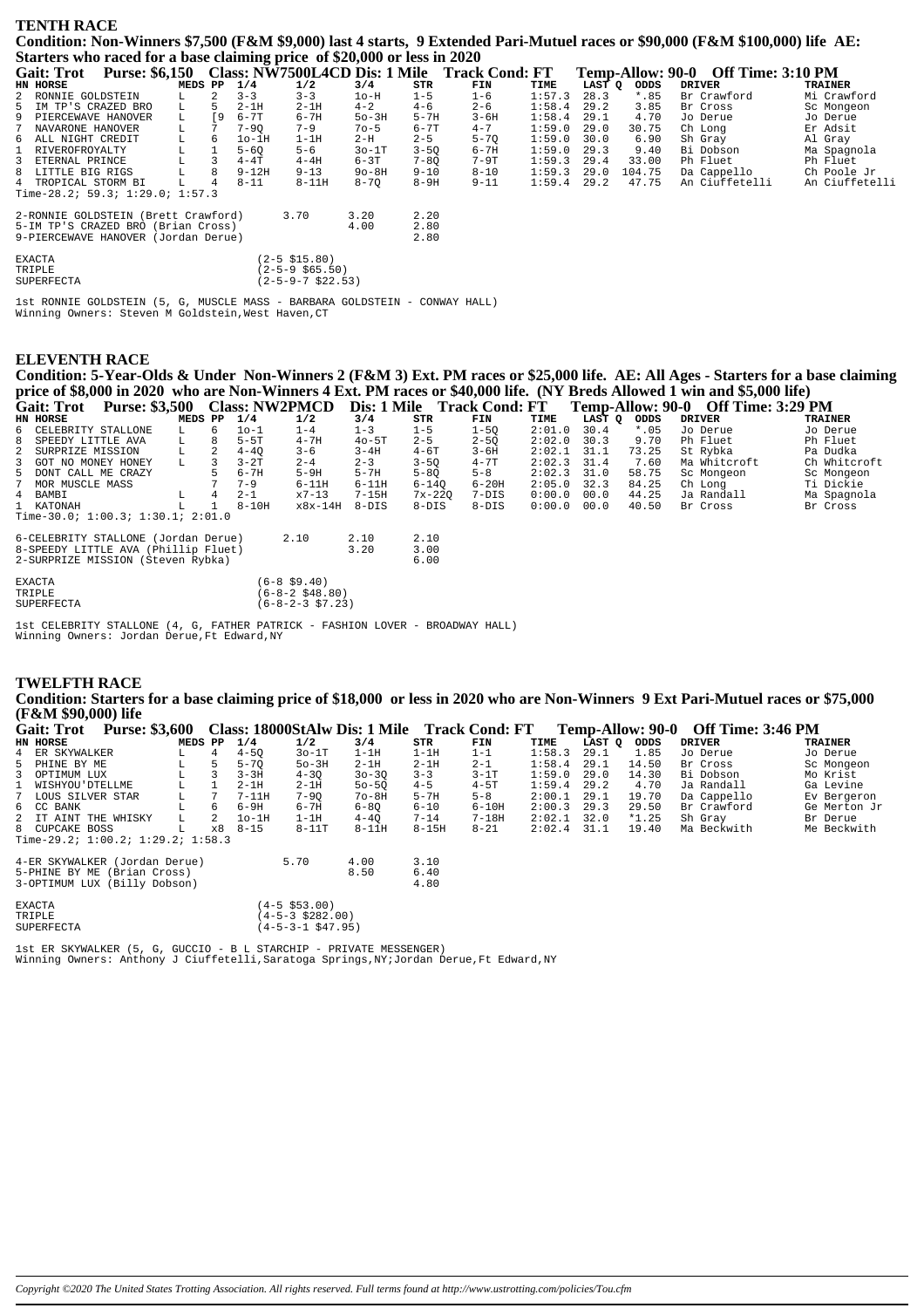## TENTH RACE

**Condition: Non-Winners $7,500 (F&M $9,000) last 4 starts, 9 Extended Pari-Mutuel races or $90,000 (F&M $100,000) life AE: Starters who raced for a base claiming price of $20,000 or less in 2020**

**Gait: Trot Purse: $6,150 Class: NW7500L4CD Dis: 1 Mile Track Cond: FT Temp-Allow: 90-0 Off Time: 3:10 PM**

| HN | HORSE | MEDS | PP | 1/4 | 1/2 | 3/4 | STR | FIN | TIME | LAST Q | ODDS | DRIVER | TRAINER |
|---|---|---|---|---|---|---|---|---|---|---|---|---|---|
| 2 | RONNIE GOLDSTEIN | L | 2 | 3-3 | 3-3 | 1o-H | 1-5 | 1-6 | 1:57.3 | 28.3 | *.85 | Br Crawford | Mi Crawford |
| 5 | IM TP'S CRAZED BRO | L | 5 | 2-1H | 2-1H | 4-2 | 4-6 | 2-6 | 1:58.4 | 29.2 | 3.85 | Br Cross | Sc Mongeon |
| 9 | PIERCEWAVE HANOVER | L | [9 | 6-7T | 6-7H | 5o-3H | 5-7H | 3-6H | 1:58.4 | 29.1 | 4.70 | Jo Derue | Jo Derue |
| 7 | NAVARONE HANOVER | L | 7 | 7-9Q | 7-9 | 7o-5 | 6-7T | 4-7 | 1:59.0 | 29.0 | 30.75 | Ch Long | Er Adsit |
| 6 | ALL NIGHT CREDIT | L | 6 | 1o-1H | 1-1H | 2-H | 2-5 | 5-7Q | 1:59.0 | 30.0 | 6.90 | Sh Gray | Al Gray |
| 1 | RIVEROFROYALTY | L | 1 | 5-6Q | 5-6 | 3o-1T | 3-5Q | 6-7H | 1:59.0 | 29.3 | 9.40 | Bi Dobson | Ma Spagnola |
| 3 | ETERNAL PRINCE | L | 3 | 4-4T | 4-4H | 6-3T | 7-8Q | 7-9T | 1:59.3 | 29.4 | 33.00 | Ph Fluet | Ph Fluet |
| 8 | LITTLE BIG RIGS | L | 8 | 9-12H | 9-13 | 9o-8H | 9-10 | 8-10 | 1:59.3 | 29.0 | 104.75 | Da Cappello | Ch Poole Jr |
| 4 | TROPICAL STORM BI | L | 4 | 8-11 | 8-11H | 8-7Q | 8-9H | 9-11 | 1:59.4 | 29.2 | 47.75 | An Ciuffetelli | An Ciuffetelli |

Time-28.2; 59.3; 1:29.0; 1:57.3

| | | | |
|---|---|---|---|
| 2-RONNIE GOLDSTEIN (Brett Crawford) | 3.70 | 3.20 | 2.20 |
| 5-IM TP'S CRAZED BRO (Brian Cross) | | 4.00 | 2.80 |
| 9-PIERCEWAVE HANOVER (Jordan Derue) | | | 2.80 |

| | |
|---|---|
| EXACTA | (2-5 $15.80) |
| TRIPLE | (2-5-9 $65.50) |
| SUPERFECTA | (2-5-9-7 $22.53) |

1st RONNIE GOLDSTEIN (5, G, MUSCLE MASS - BARBARA GOLDSTEIN - CONWAY HALL)
Winning Owners: Steven M Goldstein,West Haven,CT

## ELEVENTH RACE

**Condition: 5-Year-Olds & Under Non-Winners 2 (F&M 3) Ext. PM races or $25,000 life. AE: All Ages - Starters for a base claiming price of $8,000 in 2020 who are Non-Winners 4 Ext. PM races or $40,000 life. (NY Breds Allowed 1 win and $5,000 life)**

**Gait: Trot Purse: $3,500 Class: NW2PMCD Dis: 1 Mile Track Cond: FT Temp-Allow: 90-0 Off Time: 3:29 PM**

| HN | HORSE | MEDS | PP | 1/4 | 1/2 | 3/4 | STR | FIN | TIME | LAST Q | ODDS | DRIVER | TRAINER |
|---|---|---|---|---|---|---|---|---|---|---|---|---|---|
| 6 | CELEBRITY STALLONE | L | 6 | 1o-1 | 1-4 | 1-3 | 1-5 | 1-5Q | 2:01.0 | 30.4 | *.05 | Jo Derue | Jo Derue |
| 8 | SPEEDY LITTLE AVA | L | 8 | 5-5T | 4-7H | 4o-5T | 2-5 | 2-5Q | 2:02.0 | 30.3 | 9.70 | Ph Fluet | Ph Fluet |
| 2 | SURPRIZE MISSION | L | 2 | 4-4Q | 3-6 | 3-4H | 4-6T | 3-6H | 2:02.1 | 31.1 | 73.25 | St Rybka | Pa Dudka |
| 3 | GOT NO MONEY HONEY | L | 3 | 3-2T | 2-4 | 2-3 | 3-5Q | 4-7T | 2:02.3 | 31.4 | 7.60 | Ma Whitcroft | Ch Whitcroft |
| 5 | DONT CALL ME CRAZY | | 5 | 6-7H | 5-9H | 5-7H | 5-8Q | 5-8 | 2:02.3 | 31.0 | 58.75 | Sc Mongeon | Sc Mongeon |
| 7 | MOR MUSCLE MASS | | 7 | 7-9 | 6-11H | 6-11H | 6-14Q | 6-20H | 2:05.0 | 32.3 | 84.25 | Ch Long | Ti Dickie |
| 4 | BAMBI | L | 4 | 2-1 | x7-13 | 7-15H | 7x-22Q | 7-DIS | 0:00.0 | 00.0 | 44.25 | Ja Randall | Ma Spagnola |
| 1 | KATONAH | L | 1 | 8-10H | x8x-14H | 8-DIS | 8-DIS | 8-DIS | 0:00.0 | 00.0 | 40.50 | Br Cross | Br Cross |

Time-30.0; 1:00.3; 1:30.1; 2:01.0

| | | | |
|---|---|---|---|
| 6-CELEBRITY STALLONE (Jordan Derue) | 2.10 | 2.10 | 2.10 |
| 8-SPEEDY LITTLE AVA (Phillip Fluet) | | 3.20 | 3.00 |
| 2-SURPRIZE MISSION (Steven Rybka) | | | 6.00 |

| | |
|---|---|
| EXACTA | (6-8 $9.40) |
| TRIPLE | (6-8-2 $48.80) |
| SUPERFECTA | (6-8-2-3 $7.23) |

1st CELEBRITY STALLONE (4, G, FATHER PATRICK - FASHION LOVER - BROADWAY HALL)
Winning Owners: Jordan Derue,Ft Edward,NY

## TWELFTH RACE

**Condition: Starters for a base claiming price of $18,000 or less in 2020 who are Non-Winners 9 Ext Pari-Mutuel races or $75,000 (F&M $90,000) life**

**Gait: Trot Purse: $3,600 Class: 18000StAlw Dis: 1 Mile Track Cond: FT Temp-Allow: 90-0 Off Time: 3:46 PM**

| HN | HORSE | MEDS | PP | 1/4 | 1/2 | 3/4 | STR | FIN | TIME | LAST Q | ODDS | DRIVER | TRAINER |
|---|---|---|---|---|---|---|---|---|---|---|---|---|---|
| 4 | ER SKYWALKER | L | 4 | 4-5Q | 3o-1T | 1-1H | 1-1H | 1-1 | 1:58.3 | 29.1 | 1.85 | Jo Derue | Jo Derue |
| 5 | PHINE BY ME | L | 5 | 5-7Q | 5o-3H | 2-1H | 2-1H | 2-1 | 1:58.4 | 29.1 | 14.50 | Br Cross | Sc Mongeon |
| 3 | OPTIMUM LUX | L | 3 | 3-3H | 4-3Q | 3o-3Q | 3-3 | 3-1T | 1:59.0 | 29.0 | 14.30 | Bi Dobson | Mo Krist |
| 1 | WISHYOU'DTELLME | L | 1 | 2-1H | 2-1H | 5o-5Q | 4-5 | 4-5T | 1:59.4 | 29.2 | 4.70 | Ja Randall | Ga Levine |
| 7 | LOUS SILVER STAR | L | 7 | 7-11H | 7-9Q | 7o-8H | 5-7H | 5-8 | 2:00.1 | 29.1 | 19.70 | Da Cappello | Ev Bergeron |
| 6 | CC BANK | L | 6 | 6-9H | 6-7H | 6-8Q | 6-10 | 6-10H | 2:00.3 | 29.3 | 29.50 | Br Crawford | Ge Merton Jr |
| 2 | IT AINT THE WHISKY | L | 2 | 1o-1H | 1-1H | 4-4Q | 7-14 | 7-18H | 2:02.1 | 32.0 | *1.25 | Sh Gray | Br Derue |
| 8 | CUPCAKE BOSS | L | x8 | 8-15 | 8-11T | 8-11H | 8-15H | 8-21 | 2:02.4 | 31.1 | 19.40 | Ma Beckwith | Me Beckwith |

Time-29.2; 1:00.2; 1:29.2; 1:58.3

| | | | |
|---|---|---|---|
| 4-ER SKYWALKER (Jordan Derue) | 5.70 | 4.00 | 3.10 |
| 5-PHINE BY ME (Brian Cross) | | 8.50 | 6.40 |
| 3-OPTIMUM LUX (Billy Dobson) | | | 4.80 |

| | |
|---|---|
| EXACTA | (4-5 $53.00) |
| TRIPLE | (4-5-3 $282.00) |
| SUPERFECTA | (4-5-3-1 $47.95) |

1st ER SKYWALKER (5, G, GUCCIO - B L STARCHIP - PRIVATE MESSENGER)
Winning Owners: Anthony J Ciuffetelli,Saratoga Springs,NY;Jordan Derue,Ft Edward,NY

*Copyright ©2020 The United States Trotting Association. All rights reserved. Full terms found at http://www.ustrotting.com/policies/Tou.cfm*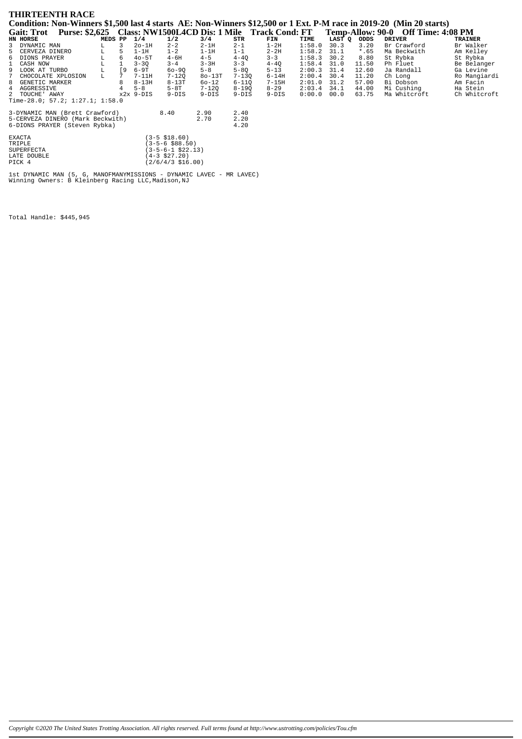# THIRTEENTH RACE

**Condition: Non-Winners $1,500 last 4 starts AE: Non-Winners $12,500 or 1 Ext. P-M race in 2019-20 (Min 20 starts)**

**Gait: Trot Purse: $2,625 Class: NW1500L4CD Dis: 1 Mile Track Cond: FT Temp-Allow: 90-0 Off Time: 4:08 PM**

| HN | HORSE | MEDS | PP | 1/4 | 1/2 | 3/4 | STR | FIN | TIME | LAST Q | ODDS | DRIVER | TRAINER |
|---|---|---|---|---|---|---|---|---|---|---|---|---|---|
| 3 | DYNAMIC MAN | L | 3 | 2o-1H | 2-2 | 2-1H | 2-1 | 1-2H | 1:58.0 | 30.3 | 3.20 | Br Crawford | Br Walker |
| 5 | CERVEZA DINERO | L | 5 | 1-1H | 1-2 | 1-1H | 1-1 | 2-2H | 1:58.2 | 31.1 | *.65 | Ma Beckwith | Am Kelley |
| 6 | DIONS PRAYER | L | 6 | 4o-5T | 4-6H | 4-5 | 4-4Q | 3-3 | 1:58.3 | 30.2 | 8.80 | St Rybka | St Rybka |
| 1 | CASH NOW | L | 1 | 3-3Q | 3-4 | 3-3H | 3-3 | 4-4Q | 1:58.4 | 31.0 | 11.50 | Ph Fluet | Be Belanger |
| 9 | LOOK AT TURBO | L | [9 | 6-9T | 6o-9Q | 5-8 | 5-8Q | 5-13 | 2:00.3 | 31.4 | 12.60 | Ja Randall | Ga Levine |
| 7 | CHOCOLATE XPLOSION | L | 7 | 7-11H | 7-12Q | 8o-13T | 7-13Q | 6-14H | 2:00.4 | 30.4 | 11.20 | Ch Long | Ro Mangiardi |
| 8 | GENETIC MARKER | | 8 | 8-13H | 8-13T | 6o-12 | 6-11Q | 7-15H | 2:01.0 | 31.2 | 57.00 | Bi Dobson | Am Facin |
| 4 | AGGRESSIVE | | 4 | 5-8 | 5-8T | 7-12Q | 8-19Q | 8-29 | 2:03.4 | 34.1 | 44.00 | Mi Cushing | Ha Stein |
| 2 | TOUCHE' AWAY | | x2x | 9-DIS | 9-DIS | 9-DIS | 9-DIS | 9-DIS | 0:00.0 | 00.0 | 63.75 | Ma Whitcroft | Ch Whitcroft |

Time-28.0; 57.2; 1:27.1; 1:58.0

| | | | |
|---|---|---|---|
| 3-DYNAMIC MAN (Brett Crawford) | 8.40 | 2.90 | 2.40 |
| 5-CERVEZA DINERO (Mark Beckwith) | | 2.70 | 2.20 |
| 6-DIONS PRAYER (Steven Rybka) | | | 4.20 |

| | |
|---|---|
| EXACTA | (3-5 $18.60) |
| TRIPLE | (3-5-6 $88.50) |
| SUPERFECTA | (3-5-6-1 $22.13) |
| LATE DOUBLE | (4-3 $27.20) |
| PICK 4 | (2/6/4/3 $16.00) |

1st DYNAMIC MAN (5, G, MANOFMANYMISSIONS - DYNAMIC LAVEC - MR LAVEC)
Winning Owners: B Kleinberg Racing LLC,Madison,NJ

Total Handle: $445,945

*Copyright ©2020 The United States Trotting Association. All rights reserved. Full terms found at http://www.ustrotting.com/policies/Tou.cfm*